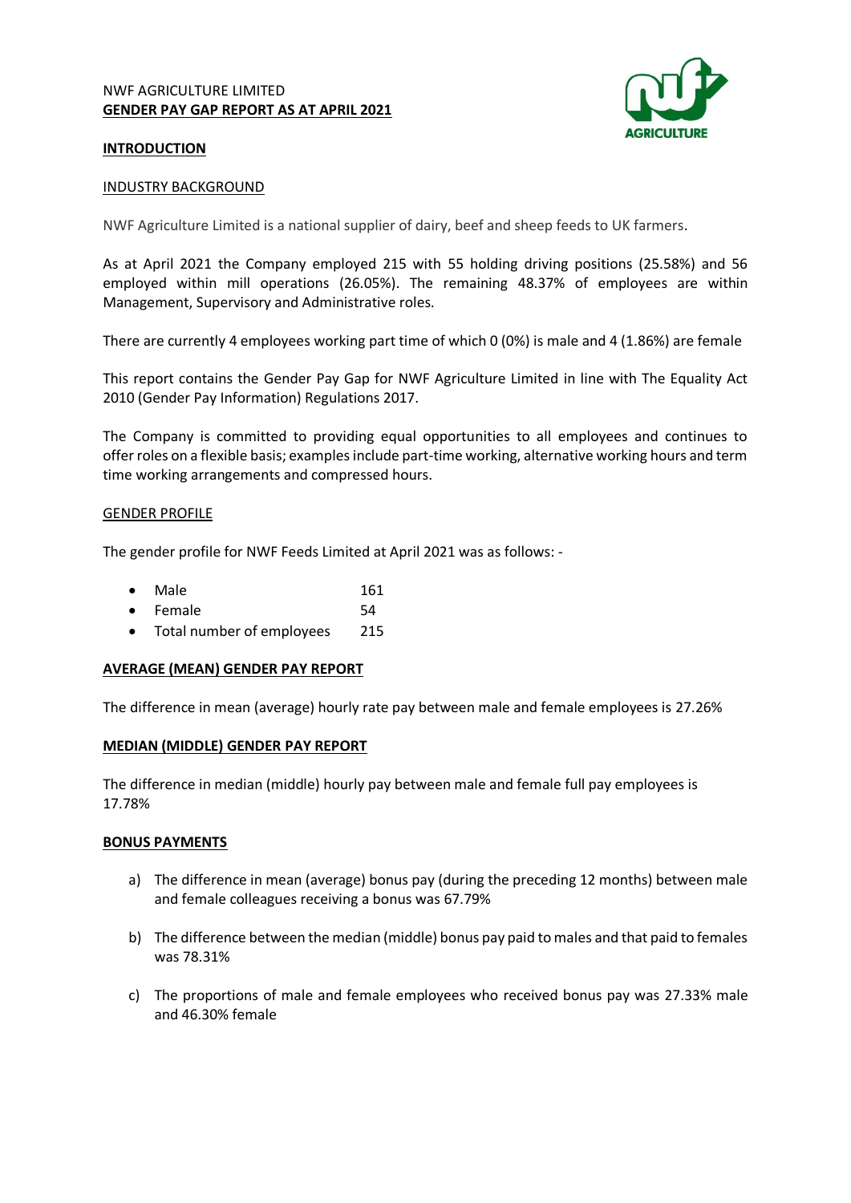NWF AGRICULTURE LIMITED

**GENDER PAY GAP REPORT AS AT APRIL 2021**

## INTRODUCTION

### INDUSTRY BACKGROUND

NWF Agriculture Limited is a national supplier of dairy, beef and sheep feeds to UK farmers.

As at April 2021 the Company employed 215 with 55 holding driving positions (25.58%) and 56 employed within mill operations (26.05%). The remaining 48.37% of employees are within Management, Supervisory and Administrative roles.

There are currently 4 employees working part time of which 0 (0%) is male and 4 (1.86%) are female

This report contains the Gender Pay Gap for NWF Agriculture Limited in line with The Equality Act 2010 (Gender Pay Information) Regulations 2017.

The Company is committed to providing equal opportunities to all employees and continues to offer roles on a flexible basis; examples include part-time working, alternative working hours and term time working arrangements and compressed hours.

### GENDER PROFILE

The gender profile for NWF Feeds Limited at April 2021 was as follows: -

- Male 161
- Female 54
- Total number of employees 215

## AVERAGE (MEAN) GENDER PAY REPORT

The difference in mean (average) hourly rate pay between male and female employees is 27.26%

## MEDIAN (MIDDLE) GENDER PAY REPORT

The difference in median (middle) hourly pay between male and female full pay employees is 17.78%

## BONUS PAYMENTS

a) The difference in mean (average) bonus pay (during the preceding 12 months) between male and female colleagues receiving a bonus was 67.79%

b) The difference between the median (middle) bonus pay paid to males and that paid to females was 78.31%

c) The proportions of male and female employees who received bonus pay was 27.33% male and 46.30% female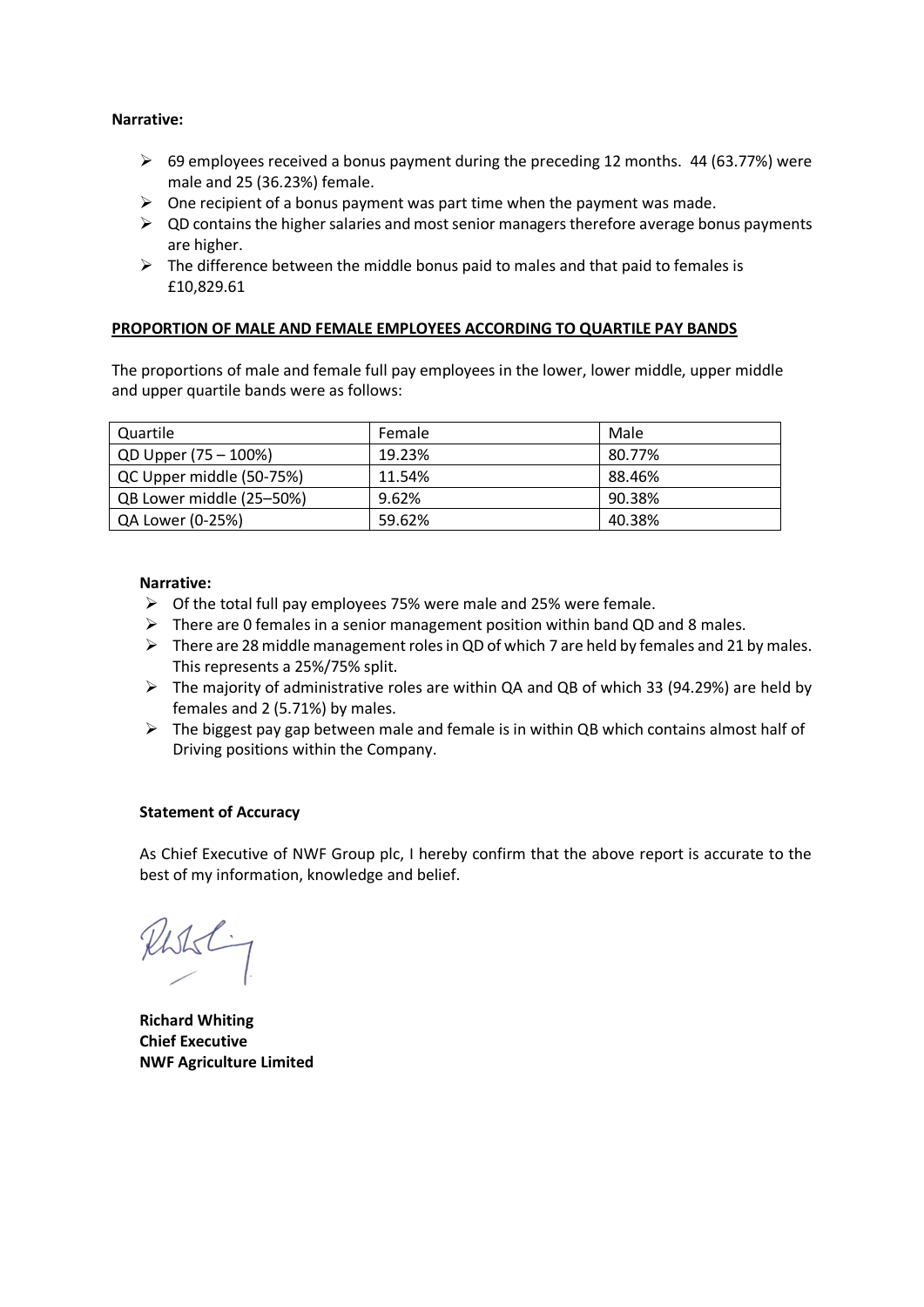**Narrative:**

- 69 employees received a bonus payment during the preceding 12 months. 44 (63.77%) were male and 25 (36.23%) female.
- One recipient of a bonus payment was part time when the payment was made.
- QD contains the higher salaries and most senior managers therefore average bonus payments are higher.
- The difference between the middle bonus paid to males and that paid to females is £10,829.61

**PROPORTION OF MALE AND FEMALE EMPLOYEES ACCORDING TO QUARTILE PAY BANDS**

The proportions of male and female full pay employees in the lower, lower middle, upper middle and upper quartile bands were as follows:

| Quartile | Female | Male |
|---|---|---|
| QD Upper (75 – 100%) | 19.23% | 80.77% |
| QC Upper middle (50-75%) | 11.54% | 88.46% |
| QB Lower middle (25–50%) | 9.62% | 90.38% |
| QA Lower (0-25%) | 59.62% | 40.38% |

**Narrative:**

- Of the total full pay employees 75% were male and 25% were female.
- There are 0 females in a senior management position within band QD and 8 males.
- There are 28 middle management roles in QD of which 7 are held by females and 21 by males. This represents a 25%/75% split.
- The majority of administrative roles are within QA and QB of which 33 (94.29%) are held by females and 2 (5.71%) by males.
- The biggest pay gap between male and female is in within QB which contains almost half of Driving positions within the Company.

**Statement of Accuracy**

As Chief Executive of NWF Group plc, I hereby confirm that the above report is accurate to the best of my information, knowledge and belief.

**Richard Whiting**
**Chief Executive**
**NWF Agriculture Limited**